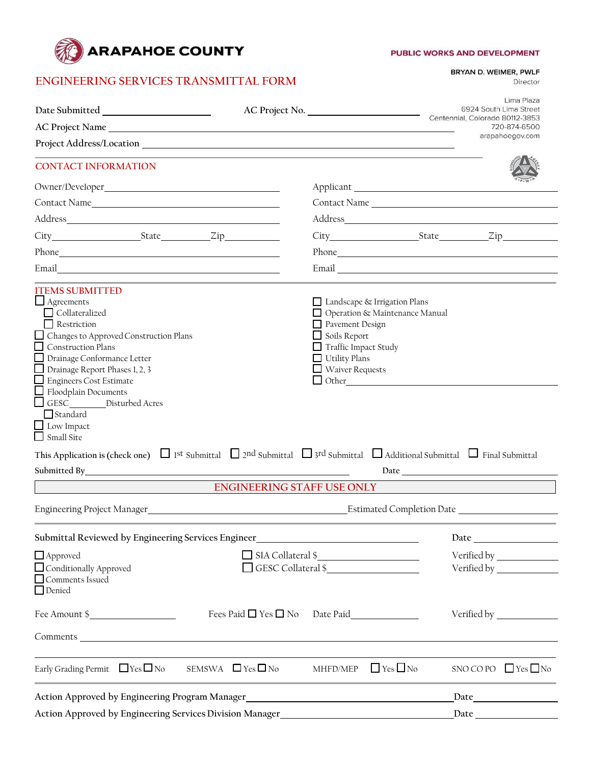ARAPAHOE COUNTY

PUBLIC WORKS AND DEVELOPMENT

BRYAN D. WEIMER, PWLF
Director

Lima Plaza
6924 South Lima Street
Centennial, Colorado 80112-3853
720-874-6500
arapahoegov.com

# ENGINEERING SERVICES TRANSMITTAL FORM

Date Submitted ____________________ AC Project No. ____________________

AC Project Name ________________________________________________

Project Address/Location ________________________________________________

## CONTACT INFORMATION

Owner/Developer ____________________

Contact Name ____________________

Address ____________________

City __________ State __________ Zip __________

Phone ____________________

Email ____________________

Applicant ____________________

Contact Name ____________________

Address ____________________

City __________ State __________ Zip __________

Phone ____________________

Email ____________________

## ITEMS SUBMITTED

- ☐ Agreements
  - ☐ Collateralized
  - ☐ Restriction
- ☐ Changes to Approved Construction Plans
- ☐ Construction Plans
- ☐ Drainage Conformance Letter
- ☐ Drainage Report Phases 1, 2, 3
- ☐ Engineers Cost Estimate
- ☐ Floodplain Documents
- ☐ GESC ________ Disturbed Acres
  - ☐ Standard
- ☐ Low Impact
- ☐ Small Site
- ☐ Landscape & Irrigation Plans
- ☐ Operation & Maintenance Manual
- ☐ Pavement Design
- ☐ Soils Report
- ☐ Traffic Impact Study
- ☐ Utility Plans
- ☐ Waiver Requests
- ☐ Other ____________________

This Application is (check one) ☐ 1st Submittal ☐ 2nd Submittal ☐ 3rd Submittal ☐ Additional Submittal ☐ Final Submittal

Submitted By ____________________ Date ____________________

## ENGINEERING STAFF USE ONLY

Engineering Project Manager ____________________ Estimated Completion Date ____________________

Submittal Reviewed by Engineering Services Engineer ____________________ Date ____________________

- ☐ Approved
- ☐ Conditionally Approved
- ☐ Comments Issued
- ☐ Denied

☐ SIA Collateral $ ____________________ Verified by ____________________

☐ GESC Collateral $ ____________________ Verified by ____________________

Fee Amount $ ____________ Fees Paid ☐ Yes ☐ No Date Paid ____________ Verified by ____________

Comments ________________________________________________

Early Grading Permit ☐ Yes ☐ No SEMSWA ☐ Yes ☐ No MHFD/MEP ☐ Yes ☐ No SNO CO PO ☐ Yes ☐ No

Action Approved by Engineering Program Manager ____________________ Date ____________

Action Approved by Engineering Services Division Manager ____________________ Date ____________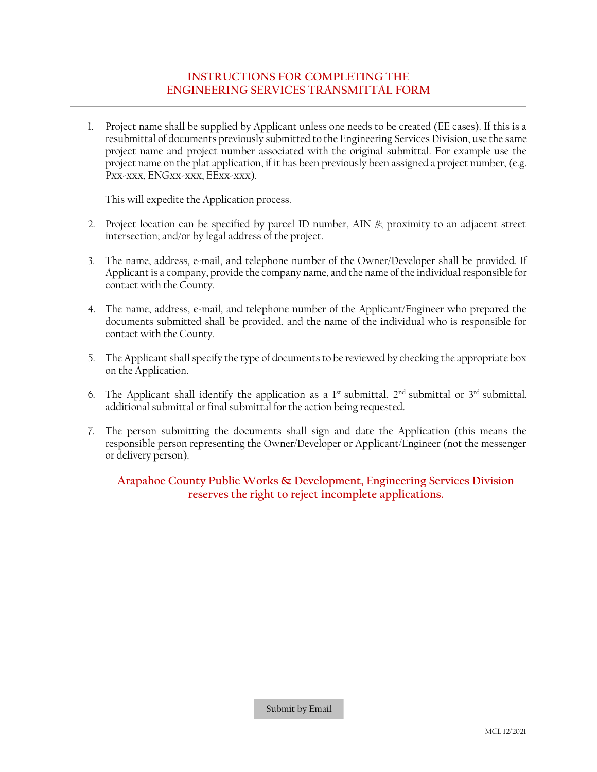# INSTRUCTIONS FOR COMPLETING THE ENGINEERING SERVICES TRANSMITTAL FORM

1. Project name shall be supplied by Applicant unless one needs to be created (EE cases). If this is a resubmittal of documents previously submitted to the Engineering Services Division, use the same project name and project number associated with the original submittal. For example use the project name on the plat application, if it has been previously been assigned a project number, (e.g. Pxx-xxx, ENGxx-xxx, EExx-xxx).

   This will expedite the Application process.

2. Project location can be specified by parcel ID number, AIN #; proximity to an adjacent street intersection; and/or by legal address of the project.

3. The name, address, e-mail, and telephone number of the Owner/Developer shall be provided. If Applicant is a company, provide the company name, and the name of the individual responsible for contact with the County.

4. The name, address, e-mail, and telephone number of the Applicant/Engineer who prepared the documents submitted shall be provided, and the name of the individual who is responsible for contact with the County.

5. The Applicant shall specify the type of documents to be reviewed by checking the appropriate box on the Application.

6. The Applicant shall identify the application as a 1st submittal, 2nd submittal or 3rd submittal, additional submittal or final submittal for the action being requested.

7. The person submitting the documents shall sign and date the Application (this means the responsible person representing the Owner/Developer or Applicant/Engineer (not the messenger or delivery person).

**Arapahoe County Public Works & Development, Engineering Services Division reserves the right to reject incomplete applications.**

Submit by Email

MCL 12/2021